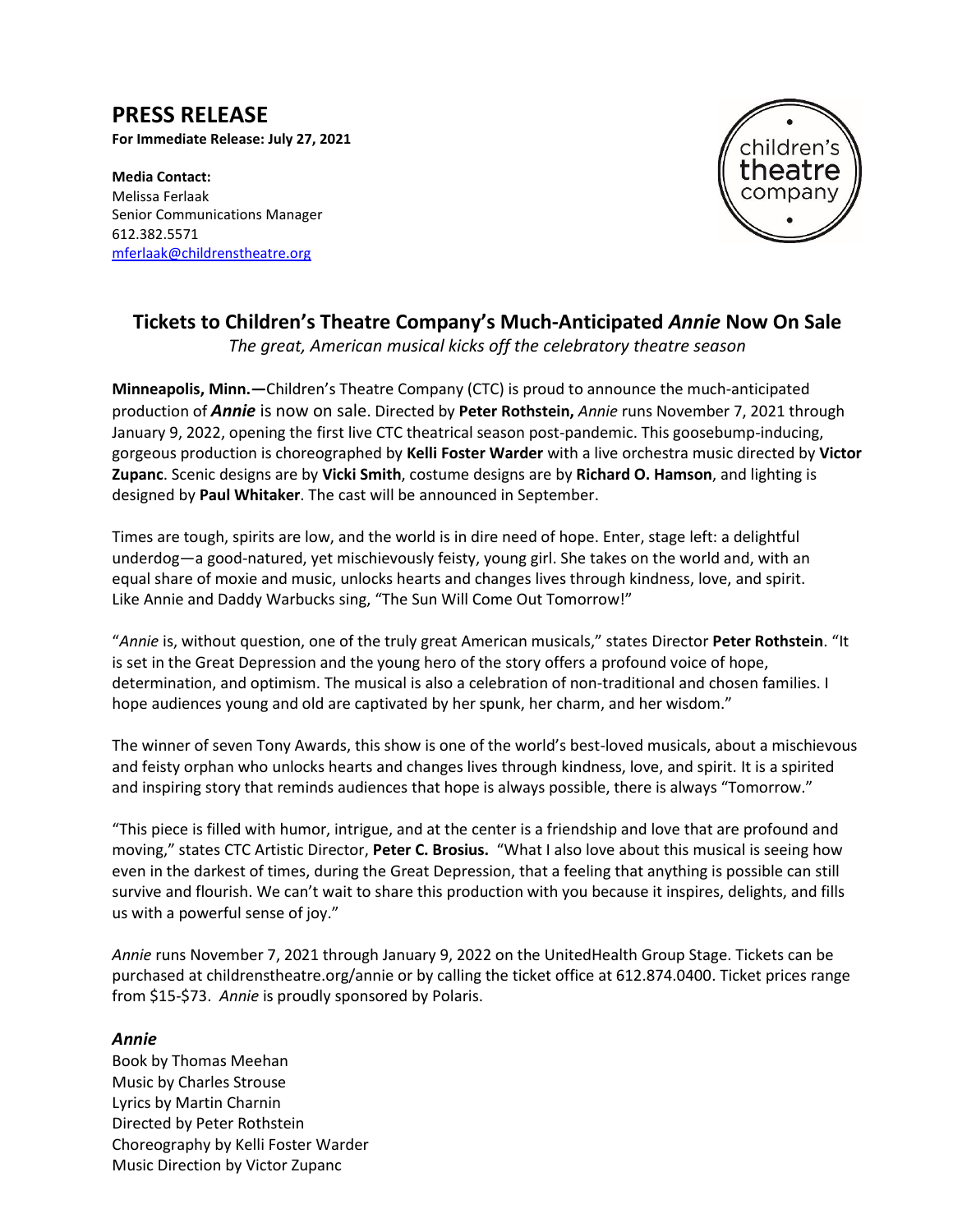# PRESS RELEASE

**For Immediate Release: July 27, 2021**

**Media Contact:**
Melissa Ferlaak
Senior Communications Manager
612.382.5571
mferlaak@childrenstheatre.org

children's theatre company

## Tickets to Children's Theatre Company's Much-Anticipated *Annie* Now On Sale

*The great, American musical kicks off the celebratory theatre season*

**Minneapolis, Minn.—**Children's Theatre Company (CTC) is proud to announce the much-anticipated production of ***Annie*** is now on sale. Directed by **Peter Rothstein,** *Annie* runs November 7, 2021 through January 9, 2022, opening the first live CTC theatrical season post-pandemic. This goosebump-inducing, gorgeous production is choreographed by **Kelli Foster Warder** with a live orchestra music directed by **Victor Zupanc**. Scenic designs are by **Vicki Smith**, costume designs are by **Richard O. Hamson**, and lighting is designed by **Paul Whitaker**. The cast will be announced in September.

Times are tough, spirits are low, and the world is in dire need of hope. Enter, stage left: a delightful underdog—a good-natured, yet mischievously feisty, young girl. She takes on the world and, with an equal share of moxie and music, unlocks hearts and changes lives through kindness, love, and spirit. Like Annie and Daddy Warbucks sing, "The Sun Will Come Out Tomorrow!"

"*Annie* is, without question, one of the truly great American musicals," states Director **Peter Rothstein**. "It is set in the Great Depression and the young hero of the story offers a profound voice of hope, determination, and optimism. The musical is also a celebration of non-traditional and chosen families. I hope audiences young and old are captivated by her spunk, her charm, and her wisdom."

The winner of seven Tony Awards, this show is one of the world's best-loved musicals, about a mischievous and feisty orphan who unlocks hearts and changes lives through kindness, love, and spirit. It is a spirited and inspiring story that reminds audiences that hope is always possible, there is always "Tomorrow."

"This piece is filled with humor, intrigue, and at the center is a friendship and love that are profound and moving," states CTC Artistic Director, **Peter C. Brosius.** "What I also love about this musical is seeing how even in the darkest of times, during the Great Depression, that a feeling that anything is possible can still survive and flourish. We can't wait to share this production with you because it inspires, delights, and fills us with a powerful sense of joy."

*Annie* runs November 7, 2021 through January 9, 2022 on the UnitedHealth Group Stage. Tickets can be purchased at childrenstheatre.org/annie or by calling the ticket office at 612.874.0400. Ticket prices range from \$15-\$73. *Annie* is proudly sponsored by Polaris.

### *Annie*

Book by Thomas Meehan
Music by Charles Strouse
Lyrics by Martin Charnin
Directed by Peter Rothstein
Choreography by Kelli Foster Warder
Music Direction by Victor Zupanc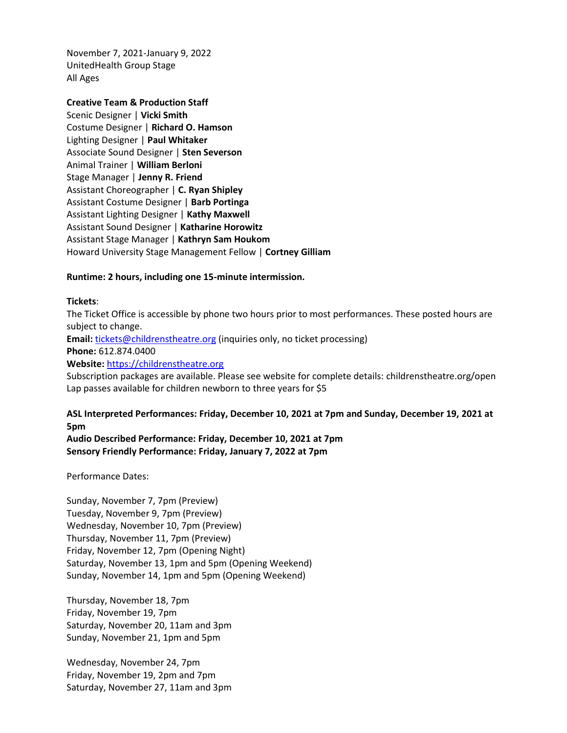November 7, 2021-January 9, 2022
UnitedHealth Group Stage
All Ages

**Creative Team & Production Staff**
Scenic Designer | **Vicki Smith**
Costume Designer | **Richard O. Hamson**
Lighting Designer | **Paul Whitaker**
Associate Sound Designer | **Sten Severson**
Animal Trainer | **William Berloni**
Stage Manager | **Jenny R. Friend**
Assistant Choreographer | **C. Ryan Shipley**
Assistant Costume Designer | **Barb Portinga**
Assistant Lighting Designer | **Kathy Maxwell**
Assistant Sound Designer | **Katharine Horowitz**
Assistant Stage Manager | **Kathryn Sam Houkom**
Howard University Stage Management Fellow | **Cortney Gilliam**

**Runtime: 2 hours, including one 15-minute intermission.**

**Tickets**:
The Ticket Office is accessible by phone two hours prior to most performances. These posted hours are subject to change.
**Email:** tickets@childrenstheatre.org (inquiries only, no ticket processing)
**Phone:** 612.874.0400
**Website:** https://childrenstheatre.org
Subscription packages are available. Please see website for complete details: childrenstheatre.org/open
Lap passes available for children newborn to three years for $5

**ASL Interpreted Performances: Friday, December 10, 2021 at 7pm and Sunday, December 19, 2021 at 5pm**
**Audio Described Performance: Friday, December 10, 2021 at 7pm**
**Sensory Friendly Performance: Friday, January 7, 2022 at 7pm**

Performance Dates:

Sunday, November 7, 7pm (Preview)
Tuesday, November 9, 7pm (Preview)
Wednesday, November 10, 7pm (Preview)
Thursday, November 11, 7pm (Preview)
Friday, November 12, 7pm (Opening Night)
Saturday, November 13, 1pm and 5pm (Opening Weekend)
Sunday, November 14, 1pm and 5pm (Opening Weekend)

Thursday, November 18, 7pm
Friday, November 19, 7pm
Saturday, November 20, 11am and 3pm
Sunday, November 21, 1pm and 5pm

Wednesday, November 24, 7pm
Friday, November 19, 2pm and 7pm
Saturday, November 27, 11am and 3pm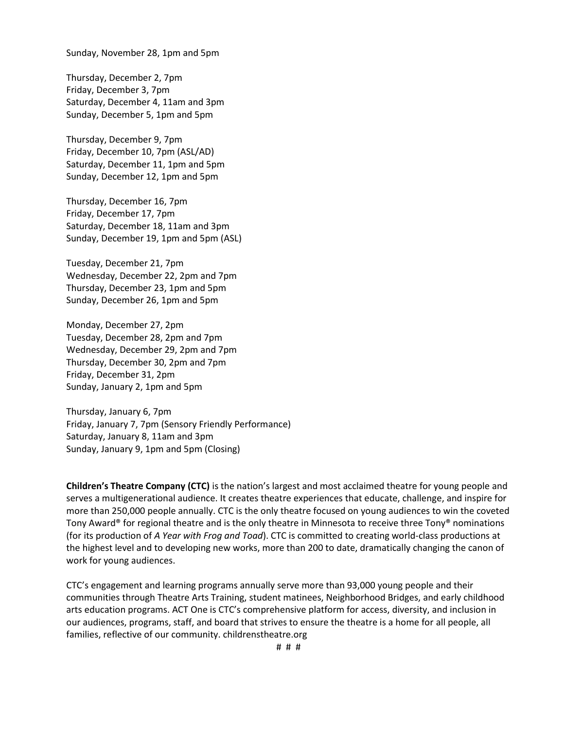Sunday, November 28, 1pm and 5pm

Thursday, December 2, 7pm
Friday, December 3, 7pm
Saturday, December 4, 11am and 3pm
Sunday, December 5, 1pm and 5pm

Thursday, December 9, 7pm
Friday, December 10, 7pm (ASL/AD)
Saturday, December 11, 1pm and 5pm
Sunday, December 12, 1pm and 5pm

Thursday, December 16, 7pm
Friday, December 17, 7pm
Saturday, December 18, 11am and 3pm
Sunday, December 19, 1pm and 5pm (ASL)

Tuesday, December 21, 7pm
Wednesday, December 22, 2pm and 7pm
Thursday, December 23, 1pm and 5pm
Sunday, December 26, 1pm and 5pm

Monday, December 27, 2pm
Tuesday, December 28, 2pm and 7pm
Wednesday, December 29, 2pm and 7pm
Thursday, December 30, 2pm and 7pm
Friday, December 31, 2pm
Sunday, January 2, 1pm and 5pm

Thursday, January 6, 7pm
Friday, January 7, 7pm (Sensory Friendly Performance)
Saturday, January 8, 11am and 3pm
Sunday, January 9, 1pm and 5pm (Closing)

**Children's Theatre Company (CTC)** is the nation's largest and most acclaimed theatre for young people and serves a multigenerational audience. It creates theatre experiences that educate, challenge, and inspire for more than 250,000 people annually. CTC is the only theatre focused on young audiences to win the coveted Tony Award® for regional theatre and is the only theatre in Minnesota to receive three Tony® nominations (for its production of *A Year with Frog and Toad*). CTC is committed to creating world-class productions at the highest level and to developing new works, more than 200 to date, dramatically changing the canon of work for young audiences.

CTC's engagement and learning programs annually serve more than 93,000 young people and their communities through Theatre Arts Training, student matinees, Neighborhood Bridges, and early childhood arts education programs. ACT One is CTC's comprehensive platform for access, diversity, and inclusion in our audiences, programs, staff, and board that strives to ensure the theatre is a home for all people, all families, reflective of our community. childrenstheatre.org

# # #